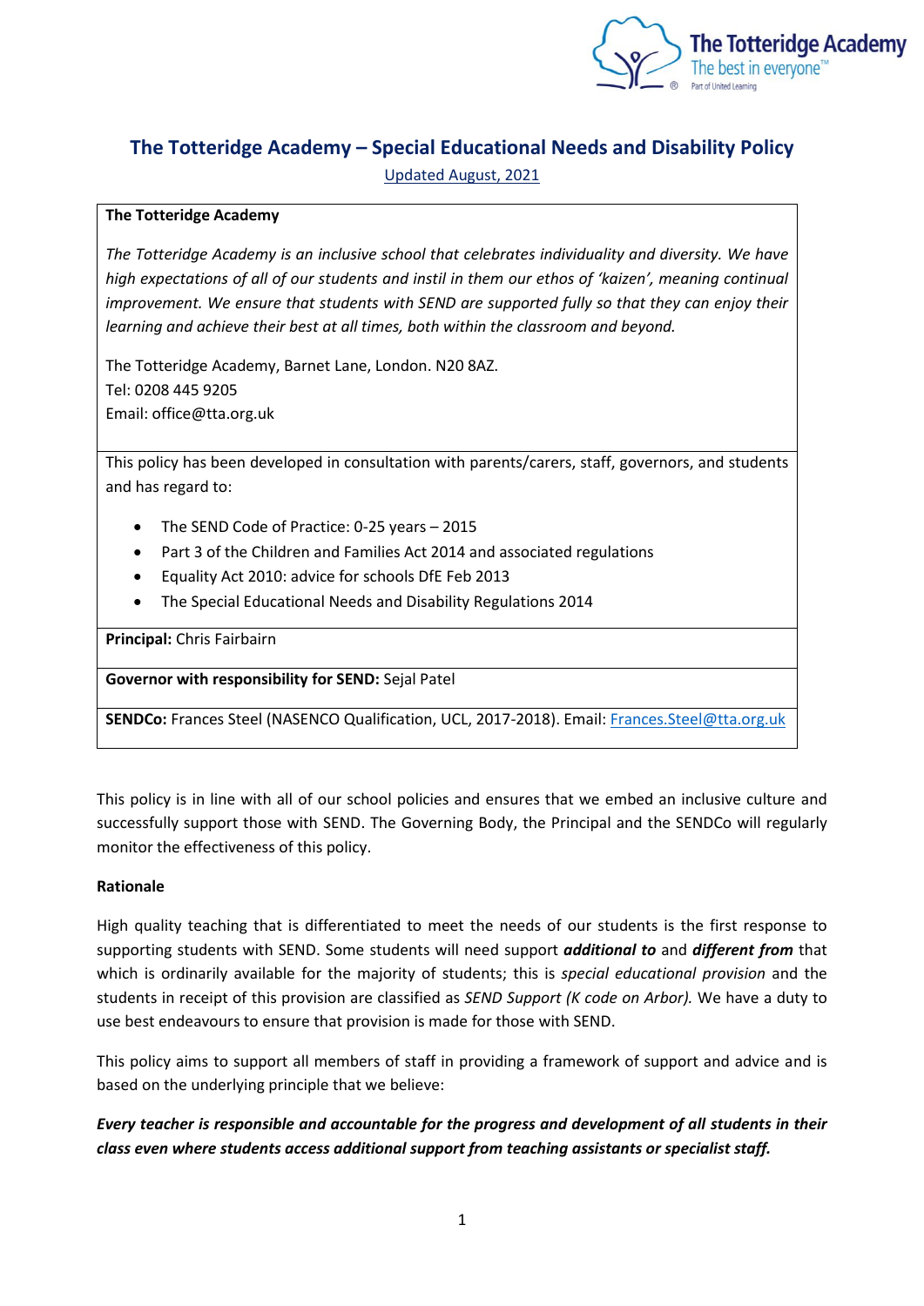# The Totteridge Academy – Special Educational Needs and Disability Policy

Updated August, 2021

**The Totteridge Academy**

*The Totteridge Academy is an inclusive school that celebrates individuality and diversity. We have high expectations of all of our students and instil in them our ethos of 'kaizen', meaning continual improvement. We ensure that students with SEND are supported fully so that they can enjoy their learning and achieve their best at all times, both within the classroom and beyond.*

The Totteridge Academy, Barnet Lane, London. N20 8AZ.
Tel: 0208 445 9205
Email: office@tta.org.uk

This policy has been developed in consultation with parents/carers, staff, governors, and students and has regard to:

- The SEND Code of Practice: 0-25 years – 2015
- Part 3 of the Children and Families Act 2014 and associated regulations
- Equality Act 2010: advice for schools DfE Feb 2013
- The Special Educational Needs and Disability Regulations 2014

**Principal:** Chris Fairbairn

**Governor with responsibility for SEND:** Sejal Patel

**SENDCo:** Frances Steel (NASENCO Qualification, UCL, 2017-2018). Email: Frances.Steel@tta.org.uk

This policy is in line with all of our school policies and ensures that we embed an inclusive culture and successfully support those with SEND. The Governing Body, the Principal and the SENDCo will regularly monitor the effectiveness of this policy.

**Rationale**

High quality teaching that is differentiated to meet the needs of our students is the first response to supporting students with SEND. Some students will need support ***additional to*** and ***different from*** that which is ordinarily available for the majority of students; this is *special educational provision* and the students in receipt of this provision are classified as *SEND Support (K code on Arbor).* We have a duty to use best endeavours to ensure that provision is made for those with SEND.

This policy aims to support all members of staff in providing a framework of support and advice and is based on the underlying principle that we believe:

***Every teacher is responsible and accountable for the progress and development of all students in their class even where students access additional support from teaching assistants or specialist staff.***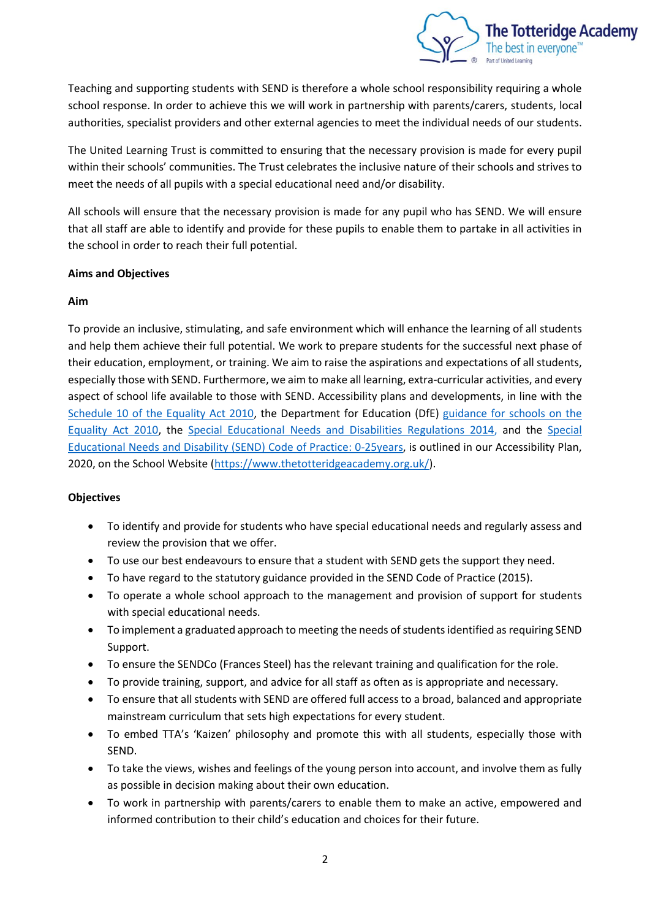Teaching and supporting students with SEND is therefore a whole school responsibility requiring a whole school response. In order to achieve this we will work in partnership with parents/carers, students, local authorities, specialist providers and other external agencies to meet the individual needs of our students.

The United Learning Trust is committed to ensuring that the necessary provision is made for every pupil within their schools' communities. The Trust celebrates the inclusive nature of their schools and strives to meet the needs of all pupils with a special educational need and/or disability.

All schools will ensure that the necessary provision is made for any pupil who has SEND. We will ensure that all staff are able to identify and provide for these pupils to enable them to partake in all activities in the school in order to reach their full potential.

**Aims and Objectives**

**Aim**

To provide an inclusive, stimulating, and safe environment which will enhance the learning of all students and help them achieve their full potential. We work to prepare students for the successful next phase of their education, employment, or training. We aim to raise the aspirations and expectations of all students, especially those with SEND. Furthermore, we aim to make all learning, extra-curricular activities, and every aspect of school life available to those with SEND. Accessibility plans and developments, in line with the Schedule 10 of the Equality Act 2010, the Department for Education (DfE) guidance for schools on the Equality Act 2010, the Special Educational Needs and Disabilities Regulations 2014, and the Special Educational Needs and Disability (SEND) Code of Practice: 0-25years, is outlined in our Accessibility Plan, 2020, on the School Website (https://www.thetotteridgeacademy.org.uk/).

**Objectives**

- To identify and provide for students who have special educational needs and regularly assess and review the provision that we offer.
- To use our best endeavours to ensure that a student with SEND gets the support they need.
- To have regard to the statutory guidance provided in the SEND Code of Practice (2015).
- To operate a whole school approach to the management and provision of support for students with special educational needs.
- To implement a graduated approach to meeting the needs of students identified as requiring SEND Support.
- To ensure the SENDCo (Frances Steel) has the relevant training and qualification for the role.
- To provide training, support, and advice for all staff as often as is appropriate and necessary.
- To ensure that all students with SEND are offered full access to a broad, balanced and appropriate mainstream curriculum that sets high expectations for every student.
- To embed TTA's 'Kaizen' philosophy and promote this with all students, especially those with SEND.
- To take the views, wishes and feelings of the young person into account, and involve them as fully as possible in decision making about their own education.
- To work in partnership with parents/carers to enable them to make an active, empowered and informed contribution to their child's education and choices for their future.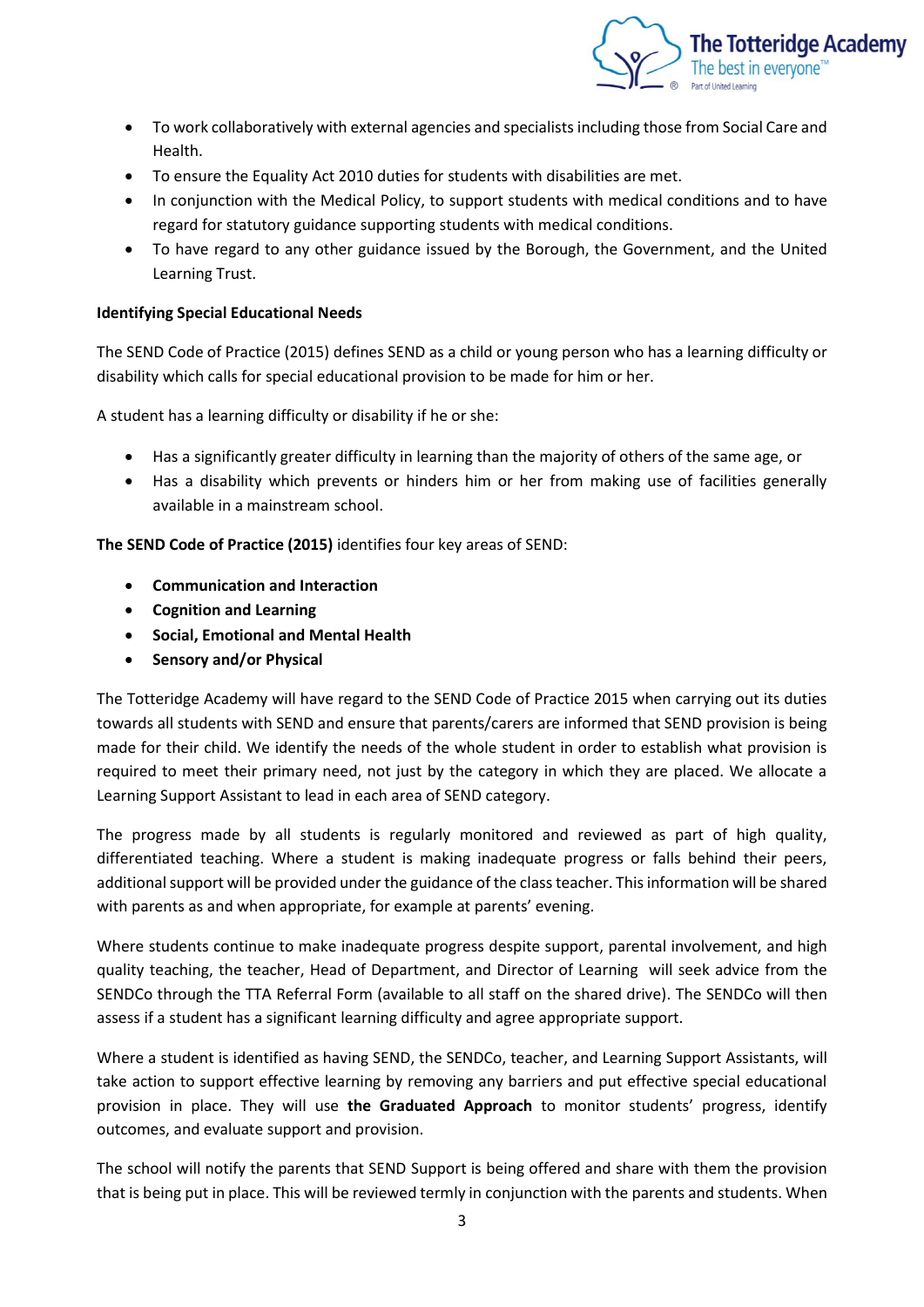- To work collaboratively with external agencies and specialists including those from Social Care and Health.
- To ensure the Equality Act 2010 duties for students with disabilities are met.
- In conjunction with the Medical Policy, to support students with medical conditions and to have regard for statutory guidance supporting students with medical conditions.
- To have regard to any other guidance issued by the Borough, the Government, and the United Learning Trust.

**Identifying Special Educational Needs**

The SEND Code of Practice (2015) defines SEND as a child or young person who has a learning difficulty or disability which calls for special educational provision to be made for him or her.

A student has a learning difficulty or disability if he or she:

- Has a significantly greater difficulty in learning than the majority of others of the same age, or
- Has a disability which prevents or hinders him or her from making use of facilities generally available in a mainstream school.

**The SEND Code of Practice (2015)** identifies four key areas of SEND:

- **Communication and Interaction**
- **Cognition and Learning**
- **Social, Emotional and Mental Health**
- **Sensory and/or Physical**

The Totteridge Academy will have regard to the SEND Code of Practice 2015 when carrying out its duties towards all students with SEND and ensure that parents/carers are informed that SEND provision is being made for their child. We identify the needs of the whole student in order to establish what provision is required to meet their primary need, not just by the category in which they are placed. We allocate a Learning Support Assistant to lead in each area of SEND category.

The progress made by all students is regularly monitored and reviewed as part of high quality, differentiated teaching. Where a student is making inadequate progress or falls behind their peers, additional support will be provided under the guidance of the class teacher. This information will be shared with parents as and when appropriate, for example at parents' evening.

Where students continue to make inadequate progress despite support, parental involvement, and high quality teaching, the teacher, Head of Department, and Director of Learning will seek advice from the SENDCo through the TTA Referral Form (available to all staff on the shared drive). The SENDCo will then assess if a student has a significant learning difficulty and agree appropriate support.

Where a student is identified as having SEND, the SENDCo, teacher, and Learning Support Assistants, will take action to support effective learning by removing any barriers and put effective special educational provision in place. They will use **the Graduated Approach** to monitor students' progress, identify outcomes, and evaluate support and provision.

The school will notify the parents that SEND Support is being offered and share with them the provision that is being put in place. This will be reviewed termly in conjunction with the parents and students. When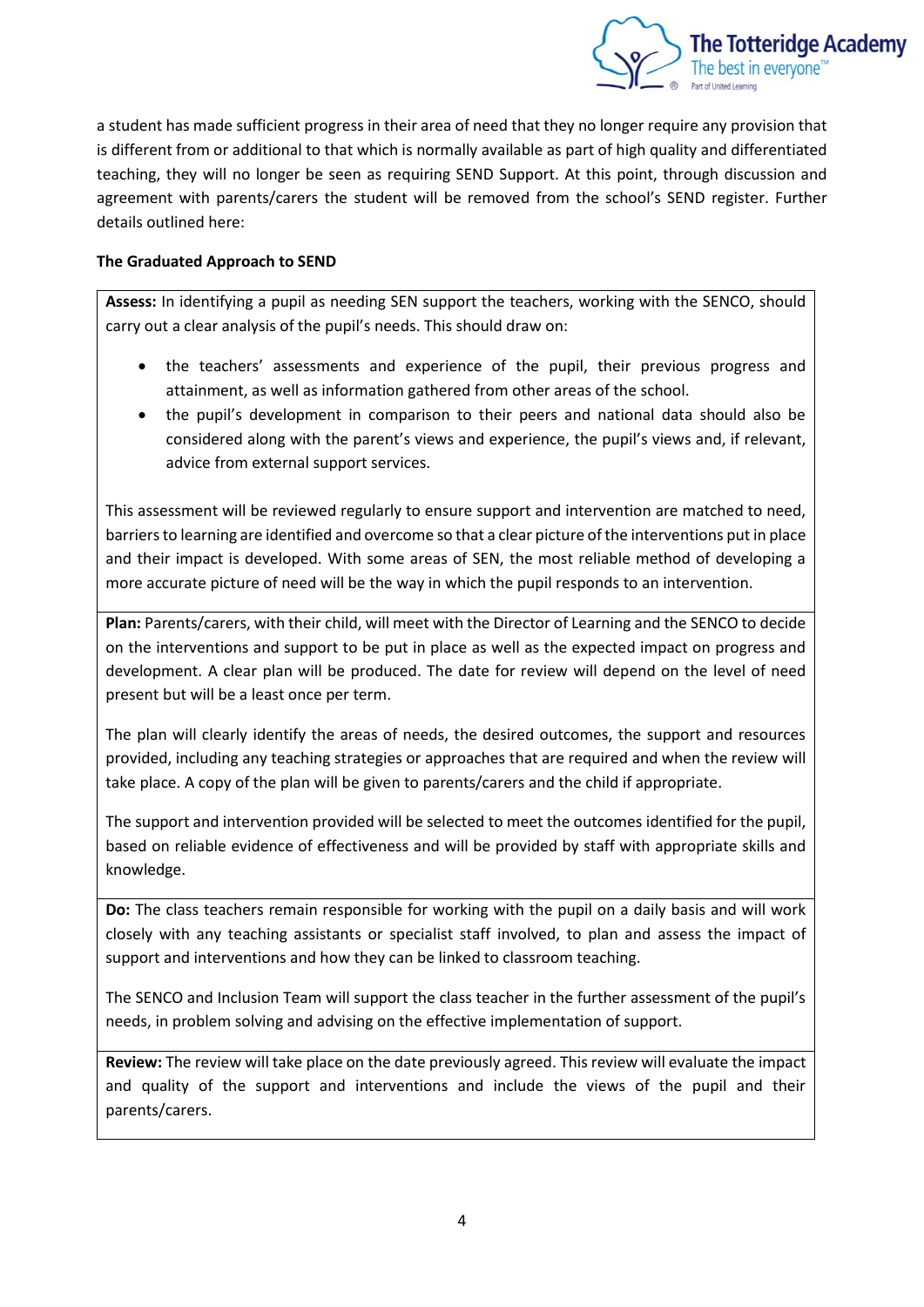a student has made sufficient progress in their area of need that they no longer require any provision that is different from or additional to that which is normally available as part of high quality and differentiated teaching, they will no longer be seen as requiring SEND Support. At this point, through discussion and agreement with parents/carers the student will be removed from the school's SEND register. Further details outlined here:

**The Graduated Approach to SEND**

**Assess:** In identifying a pupil as needing SEN support the teachers, working with the SENCO, should carry out a clear analysis of the pupil's needs. This should draw on:

- the teachers' assessments and experience of the pupil, their previous progress and attainment, as well as information gathered from other areas of the school.
- the pupil's development in comparison to their peers and national data should also be considered along with the parent's views and experience, the pupil's views and, if relevant, advice from external support services.

This assessment will be reviewed regularly to ensure support and intervention are matched to need, barriers to learning are identified and overcome so that a clear picture of the interventions put in place and their impact is developed. With some areas of SEN, the most reliable method of developing a more accurate picture of need will be the way in which the pupil responds to an intervention.

**Plan:** Parents/carers, with their child, will meet with the Director of Learning and the SENCO to decide on the interventions and support to be put in place as well as the expected impact on progress and development. A clear plan will be produced. The date for review will depend on the level of need present but will be a least once per term.

The plan will clearly identify the areas of needs, the desired outcomes, the support and resources provided, including any teaching strategies or approaches that are required and when the review will take place. A copy of the plan will be given to parents/carers and the child if appropriate.

The support and intervention provided will be selected to meet the outcomes identified for the pupil, based on reliable evidence of effectiveness and will be provided by staff with appropriate skills and knowledge.

**Do:** The class teachers remain responsible for working with the pupil on a daily basis and will work closely with any teaching assistants or specialist staff involved, to plan and assess the impact of support and interventions and how they can be linked to classroom teaching.

The SENCO and Inclusion Team will support the class teacher in the further assessment of the pupil's needs, in problem solving and advising on the effective implementation of support.

**Review:** The review will take place on the date previously agreed. This review will evaluate the impact and quality of the support and interventions and include the views of the pupil and their parents/carers.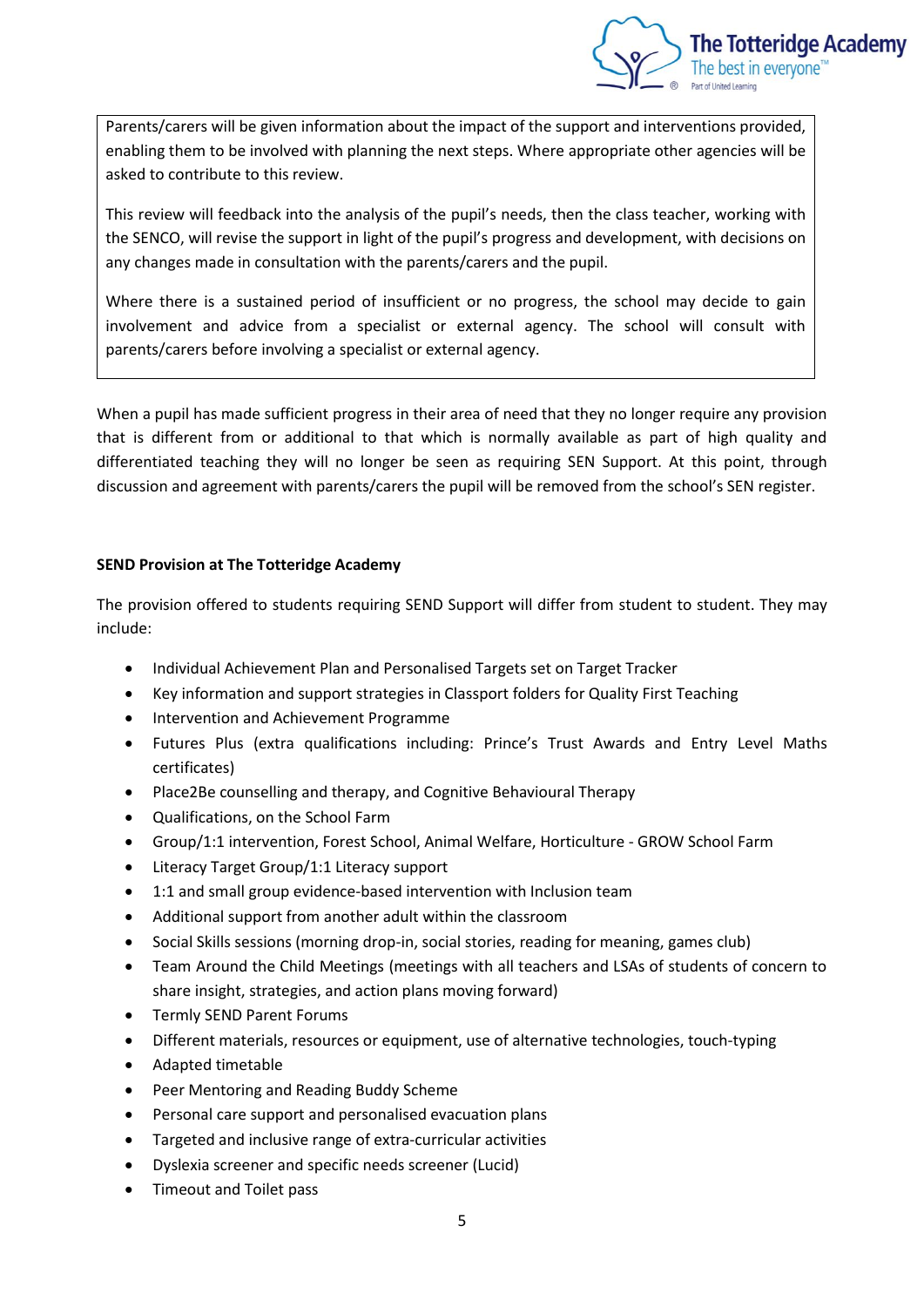Parents/carers will be given information about the impact of the support and interventions provided, enabling them to be involved with planning the next steps. Where appropriate other agencies will be asked to contribute to this review.

This review will feedback into the analysis of the pupil's needs, then the class teacher, working with the SENCO, will revise the support in light of the pupil's progress and development, with decisions on any changes made in consultation with the parents/carers and the pupil.

Where there is a sustained period of insufficient or no progress, the school may decide to gain involvement and advice from a specialist or external agency. The school will consult with parents/carers before involving a specialist or external agency.

When a pupil has made sufficient progress in their area of need that they no longer require any provision that is different from or additional to that which is normally available as part of high quality and differentiated teaching they will no longer be seen as requiring SEN Support. At this point, through discussion and agreement with parents/carers the pupil will be removed from the school's SEN register.

**SEND Provision at The Totteridge Academy**

The provision offered to students requiring SEND Support will differ from student to student. They may include:

- Individual Achievement Plan and Personalised Targets set on Target Tracker
- Key information and support strategies in Classport folders for Quality First Teaching
- Intervention and Achievement Programme
- Futures Plus (extra qualifications including: Prince's Trust Awards and Entry Level Maths certificates)
- Place2Be counselling and therapy, and Cognitive Behavioural Therapy
- Qualifications, on the School Farm
- Group/1:1 intervention, Forest School, Animal Welfare, Horticulture - GROW School Farm
- Literacy Target Group/1:1 Literacy support
- 1:1 and small group evidence-based intervention with Inclusion team
- Additional support from another adult within the classroom
- Social Skills sessions (morning drop-in, social stories, reading for meaning, games club)
- Team Around the Child Meetings (meetings with all teachers and LSAs of students of concern to share insight, strategies, and action plans moving forward)
- Termly SEND Parent Forums
- Different materials, resources or equipment, use of alternative technologies, touch-typing
- Adapted timetable
- Peer Mentoring and Reading Buddy Scheme
- Personal care support and personalised evacuation plans
- Targeted and inclusive range of extra-curricular activities
- Dyslexia screener and specific needs screener (Lucid)
- Timeout and Toilet pass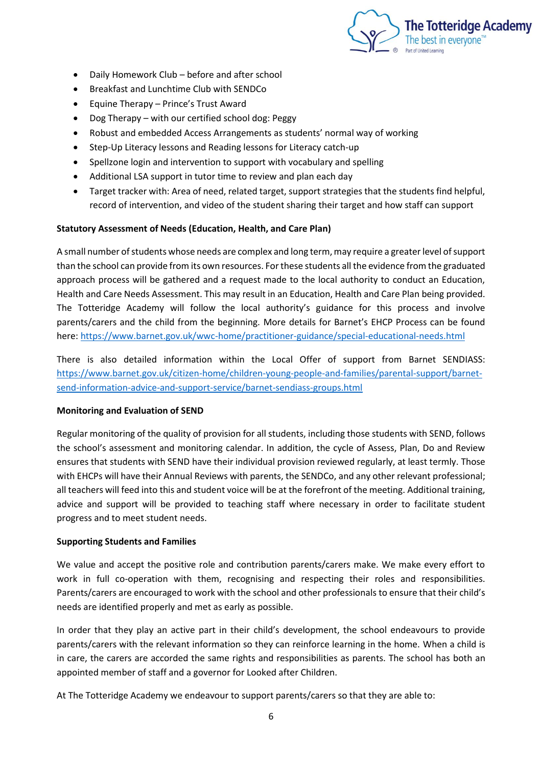- Daily Homework Club – before and after school
- Breakfast and Lunchtime Club with SENDCo
- Equine Therapy – Prince's Trust Award
- Dog Therapy – with our certified school dog: Peggy
- Robust and embedded Access Arrangements as students' normal way of working
- Step-Up Literacy lessons and Reading lessons for Literacy catch-up
- Spellzone login and intervention to support with vocabulary and spelling
- Additional LSA support in tutor time to review and plan each day
- Target tracker with: Area of need, related target, support strategies that the students find helpful, record of intervention, and video of the student sharing their target and how staff can support

**Statutory Assessment of Needs (Education, Health, and Care Plan)**

A small number of students whose needs are complex and long term, may require a greater level of support than the school can provide from its own resources. For these students all the evidence from the graduated approach process will be gathered and a request made to the local authority to conduct an Education, Health and Care Needs Assessment. This may result in an Education, Health and Care Plan being provided. The Totteridge Academy will follow the local authority's guidance for this process and involve parents/carers and the child from the beginning. More details for Barnet's EHCP Process can be found here: https://www.barnet.gov.uk/wwc-home/practitioner-guidance/special-educational-needs.html

There is also detailed information within the Local Offer of support from Barnet SENDIASS: https://www.barnet.gov.uk/citizen-home/children-young-people-and-families/parental-support/barnet-send-information-advice-and-support-service/barnet-sendiass-groups.html

**Monitoring and Evaluation of SEND**

Regular monitoring of the quality of provision for all students, including those students with SEND, follows the school's assessment and monitoring calendar. In addition, the cycle of Assess, Plan, Do and Review ensures that students with SEND have their individual provision reviewed regularly, at least termly. Those with EHCPs will have their Annual Reviews with parents, the SENDCo, and any other relevant professional; all teachers will feed into this and student voice will be at the forefront of the meeting. Additional training, advice and support will be provided to teaching staff where necessary in order to facilitate student progress and to meet student needs.

**Supporting Students and Families**

We value and accept the positive role and contribution parents/carers make. We make every effort to work in full co-operation with them, recognising and respecting their roles and responsibilities. Parents/carers are encouraged to work with the school and other professionals to ensure that their child's needs are identified properly and met as early as possible.

In order that they play an active part in their child's development, the school endeavours to provide parents/carers with the relevant information so they can reinforce learning in the home. When a child is in care, the carers are accorded the same rights and responsibilities as parents. The school has both an appointed member of staff and a governor for Looked after Children.

At The Totteridge Academy we endeavour to support parents/carers so that they are able to: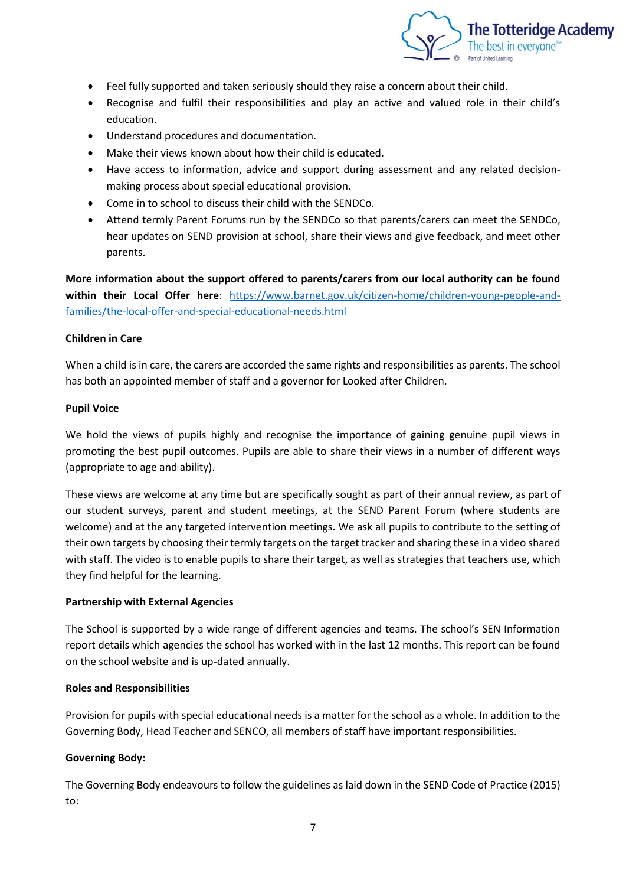- Feel fully supported and taken seriously should they raise a concern about their child.
- Recognise and fulfil their responsibilities and play an active and valued role in their child's education.
- Understand procedures and documentation.
- Make their views known about how their child is educated.
- Have access to information, advice and support during assessment and any related decision-making process about special educational provision.
- Come in to school to discuss their child with the SENDCo.
- Attend termly Parent Forums run by the SENDCo so that parents/carers can meet the SENDCo, hear updates on SEND provision at school, share their views and give feedback, and meet other parents.

**More information about the support offered to parents/carers from our local authority can be found within their Local Offer here**: https://www.barnet.gov.uk/citizen-home/children-young-people-and-families/the-local-offer-and-special-educational-needs.html

**Children in Care**

When a child is in care, the carers are accorded the same rights and responsibilities as parents. The school has both an appointed member of staff and a governor for Looked after Children.

**Pupil Voice**

We hold the views of pupils highly and recognise the importance of gaining genuine pupil views in promoting the best pupil outcomes. Pupils are able to share their views in a number of different ways (appropriate to age and ability).

These views are welcome at any time but are specifically sought as part of their annual review, as part of our student surveys, parent and student meetings, at the SEND Parent Forum (where students are welcome) and at the any targeted intervention meetings. We ask all pupils to contribute to the setting of their own targets by choosing their termly targets on the target tracker and sharing these in a video shared with staff. The video is to enable pupils to share their target, as well as strategies that teachers use, which they find helpful for the learning.

**Partnership with External Agencies**

The School is supported by a wide range of different agencies and teams. The school's SEN Information report details which agencies the school has worked with in the last 12 months. This report can be found on the school website and is up-dated annually.

**Roles and Responsibilities**

Provision for pupils with special educational needs is a matter for the school as a whole. In addition to the Governing Body, Head Teacher and SENCO, all members of staff have important responsibilities.

**Governing Body:**

The Governing Body endeavours to follow the guidelines as laid down in the SEND Code of Practice (2015) to: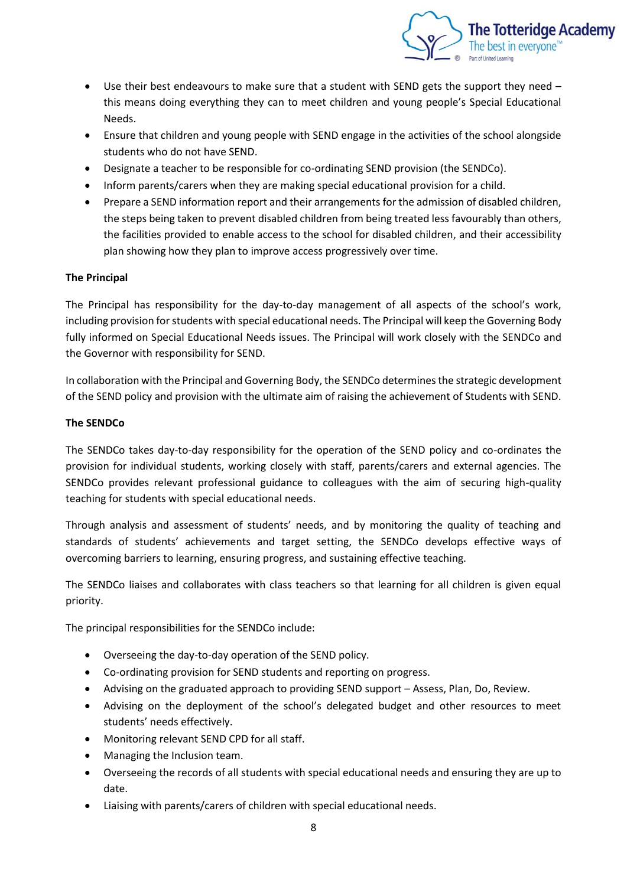- Use their best endeavours to make sure that a student with SEND gets the support they need – this means doing everything they can to meet children and young people's Special Educational Needs.
- Ensure that children and young people with SEND engage in the activities of the school alongside students who do not have SEND.
- Designate a teacher to be responsible for co-ordinating SEND provision (the SENDCo).
- Inform parents/carers when they are making special educational provision for a child.
- Prepare a SEND information report and their arrangements for the admission of disabled children, the steps being taken to prevent disabled children from being treated less favourably than others, the facilities provided to enable access to the school for disabled children, and their accessibility plan showing how they plan to improve access progressively over time.

**The Principal**

The Principal has responsibility for the day-to-day management of all aspects of the school's work, including provision for students with special educational needs. The Principal will keep the Governing Body fully informed on Special Educational Needs issues. The Principal will work closely with the SENDCo and the Governor with responsibility for SEND.

In collaboration with the Principal and Governing Body, the SENDCo determines the strategic development of the SEND policy and provision with the ultimate aim of raising the achievement of Students with SEND.

**The SENDCo**

The SENDCo takes day-to-day responsibility for the operation of the SEND policy and co-ordinates the provision for individual students, working closely with staff, parents/carers and external agencies. The SENDCo provides relevant professional guidance to colleagues with the aim of securing high-quality teaching for students with special educational needs.

Through analysis and assessment of students' needs, and by monitoring the quality of teaching and standards of students' achievements and target setting, the SENDCo develops effective ways of overcoming barriers to learning, ensuring progress, and sustaining effective teaching.

The SENDCo liaises and collaborates with class teachers so that learning for all children is given equal priority.

The principal responsibilities for the SENDCo include:

- Overseeing the day-to-day operation of the SEND policy.
- Co-ordinating provision for SEND students and reporting on progress.
- Advising on the graduated approach to providing SEND support – Assess, Plan, Do, Review.
- Advising on the deployment of the school's delegated budget and other resources to meet students' needs effectively.
- Monitoring relevant SEND CPD for all staff.
- Managing the Inclusion team.
- Overseeing the records of all students with special educational needs and ensuring they are up to date.
- Liaising with parents/carers of children with special educational needs.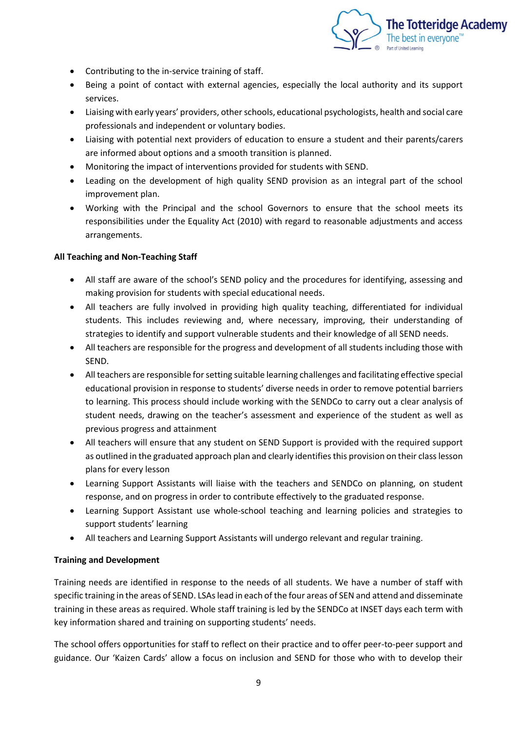- Contributing to the in-service training of staff.
- Being a point of contact with external agencies, especially the local authority and its support services.
- Liaising with early years' providers, other schools, educational psychologists, health and social care professionals and independent or voluntary bodies.
- Liaising with potential next providers of education to ensure a student and their parents/carers are informed about options and a smooth transition is planned.
- Monitoring the impact of interventions provided for students with SEND.
- Leading on the development of high quality SEND provision as an integral part of the school improvement plan.
- Working with the Principal and the school Governors to ensure that the school meets its responsibilities under the Equality Act (2010) with regard to reasonable adjustments and access arrangements.

**All Teaching and Non-Teaching Staff**

- All staff are aware of the school's SEND policy and the procedures for identifying, assessing and making provision for students with special educational needs.
- All teachers are fully involved in providing high quality teaching, differentiated for individual students. This includes reviewing and, where necessary, improving, their understanding of strategies to identify and support vulnerable students and their knowledge of all SEND needs.
- All teachers are responsible for the progress and development of all students including those with SEND.
- All teachers are responsible for setting suitable learning challenges and facilitating effective special educational provision in response to students' diverse needs in order to remove potential barriers to learning. This process should include working with the SENDCo to carry out a clear analysis of student needs, drawing on the teacher's assessment and experience of the student as well as previous progress and attainment
- All teachers will ensure that any student on SEND Support is provided with the required support as outlined in the graduated approach plan and clearly identifies this provision on their class lesson plans for every lesson
- Learning Support Assistants will liaise with the teachers and SENDCo on planning, on student response, and on progress in order to contribute effectively to the graduated response.
- Learning Support Assistant use whole-school teaching and learning policies and strategies to support students' learning
- All teachers and Learning Support Assistants will undergo relevant and regular training.

**Training and Development**

Training needs are identified in response to the needs of all students. We have a number of staff with specific training in the areas of SEND. LSAs lead in each of the four areas of SEN and attend and disseminate training in these areas as required. Whole staff training is led by the SENDCo at INSET days each term with key information shared and training on supporting students' needs.

The school offers opportunities for staff to reflect on their practice and to offer peer-to-peer support and guidance. Our 'Kaizen Cards' allow a focus on inclusion and SEND for those who with to develop their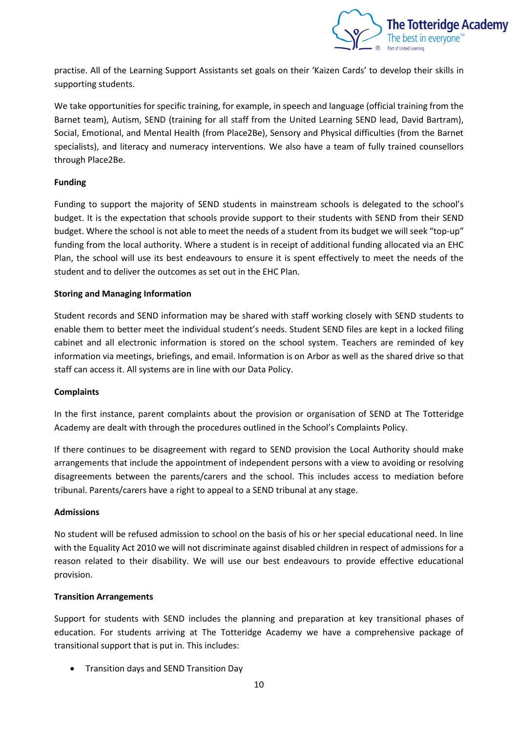practise. All of the Learning Support Assistants set goals on their 'Kaizen Cards' to develop their skills in supporting students.

We take opportunities for specific training, for example, in speech and language (official training from the Barnet team), Autism, SEND (training for all staff from the United Learning SEND lead, David Bartram), Social, Emotional, and Mental Health (from Place2Be), Sensory and Physical difficulties (from the Barnet specialists), and literacy and numeracy interventions. We also have a team of fully trained counsellors through Place2Be.

**Funding**

Funding to support the majority of SEND students in mainstream schools is delegated to the school's budget. It is the expectation that schools provide support to their students with SEND from their SEND budget. Where the school is not able to meet the needs of a student from its budget we will seek "top-up" funding from the local authority. Where a student is in receipt of additional funding allocated via an EHC Plan, the school will use its best endeavours to ensure it is spent effectively to meet the needs of the student and to deliver the outcomes as set out in the EHC Plan.

**Storing and Managing Information**

Student records and SEND information may be shared with staff working closely with SEND students to enable them to better meet the individual student's needs. Student SEND files are kept in a locked filing cabinet and all electronic information is stored on the school system. Teachers are reminded of key information via meetings, briefings, and email. Information is on Arbor as well as the shared drive so that staff can access it. All systems are in line with our Data Policy.

**Complaints**

In the first instance, parent complaints about the provision or organisation of SEND at The Totteridge Academy are dealt with through the procedures outlined in the School's Complaints Policy.

If there continues to be disagreement with regard to SEND provision the Local Authority should make arrangements that include the appointment of independent persons with a view to avoiding or resolving disagreements between the parents/carers and the school. This includes access to mediation before tribunal. Parents/carers have a right to appeal to a SEND tribunal at any stage.

**Admissions**

No student will be refused admission to school on the basis of his or her special educational need. In line with the Equality Act 2010 we will not discriminate against disabled children in respect of admissions for a reason related to their disability. We will use our best endeavours to provide effective educational provision.

**Transition Arrangements**

Support for students with SEND includes the planning and preparation at key transitional phases of education. For students arriving at The Totteridge Academy we have a comprehensive package of transitional support that is put in. This includes:

- Transition days and SEND Transition Day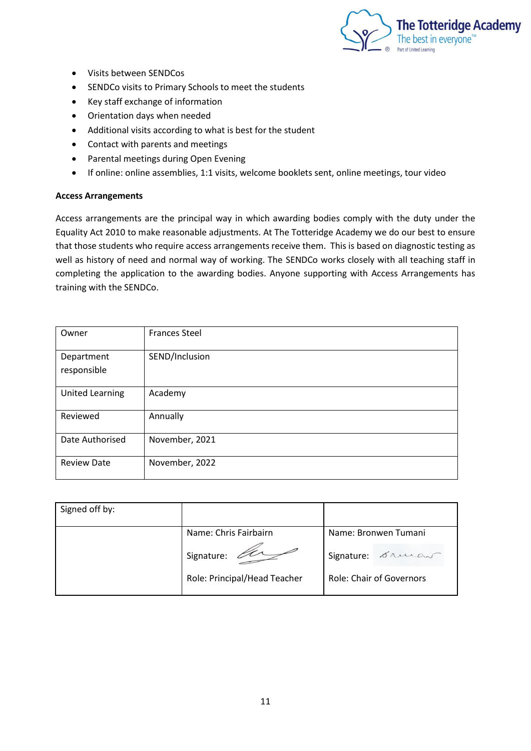- Visits between SENDCos
- SENDCo visits to Primary Schools to meet the students
- Key staff exchange of information
- Orientation days when needed
- Additional visits according to what is best for the student
- Contact with parents and meetings
- Parental meetings during Open Evening
- If online: online assemblies, 1:1 visits, welcome booklets sent, online meetings, tour video

**Access Arrangements**

Access arrangements are the principal way in which awarding bodies comply with the duty under the Equality Act 2010 to make reasonable adjustments. At The Totteridge Academy we do our best to ensure that those students who require access arrangements receive them. This is based on diagnostic testing as well as history of need and normal way of working. The SENDCo works closely with all teaching staff in completing the application to the awarding bodies. Anyone supporting with Access Arrangements has training with the SENDCo.

| | |
|---|---|
| Owner | Frances Steel |
| Department responsible | SEND/Inclusion |
| United Learning | Academy |
| Reviewed | Annually |
| Date Authorised | November, 2021 |
| Review Date | November, 2022 |

| Signed off by: | | |
|---|---|---|
| | Name: Chris Fairbairn<br>Signature:<br>Role: Principal/Head Teacher | Name: Bronwen Tumani<br>Signature:<br>Role: Chair of Governors |